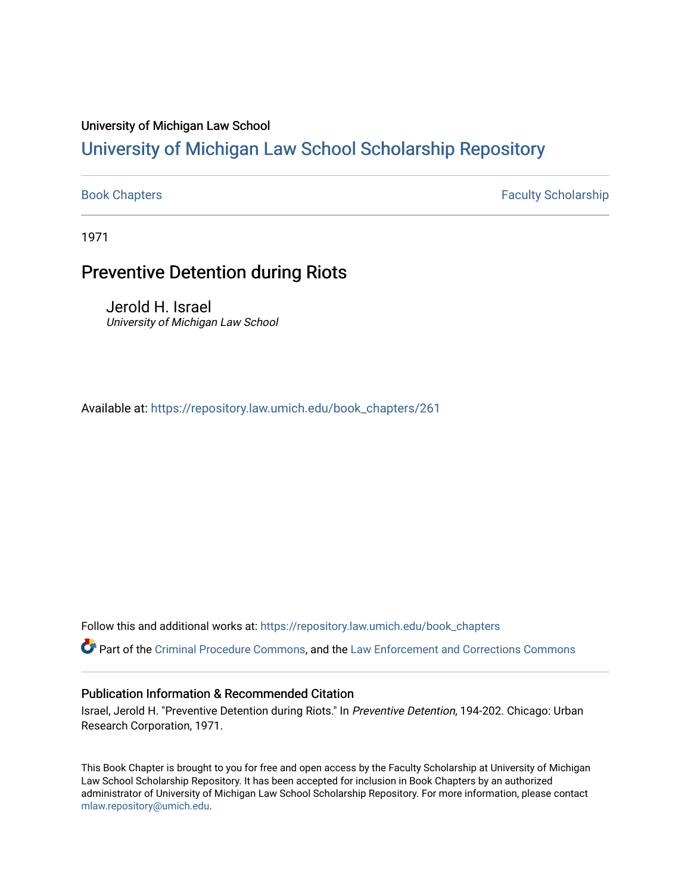University of Michigan Law School

# University of Michigan Law School Scholarship Repository

Book Chapters

Faculty Scholarship

1971

## Preventive Detention during Riots

Jerold H. Israel
*University of Michigan Law School*

Available at: https://repository.law.umich.edu/book_chapters/261

Follow this and additional works at: https://repository.law.umich.edu/book_chapters

Part of the Criminal Procedure Commons, and the Law Enforcement and Corrections Commons

### Publication Information & Recommended Citation

Israel, Jerold H. "Preventive Detention during Riots." In *Preventive Detention*, 194-202. Chicago: Urban Research Corporation, 1971.

This Book Chapter is brought to you for free and open access by the Faculty Scholarship at University of Michigan Law School Scholarship Repository. It has been accepted for inclusion in Book Chapters by an authorized administrator of University of Michigan Law School Scholarship Repository. For more information, please contact mlaw.repository@umich.edu.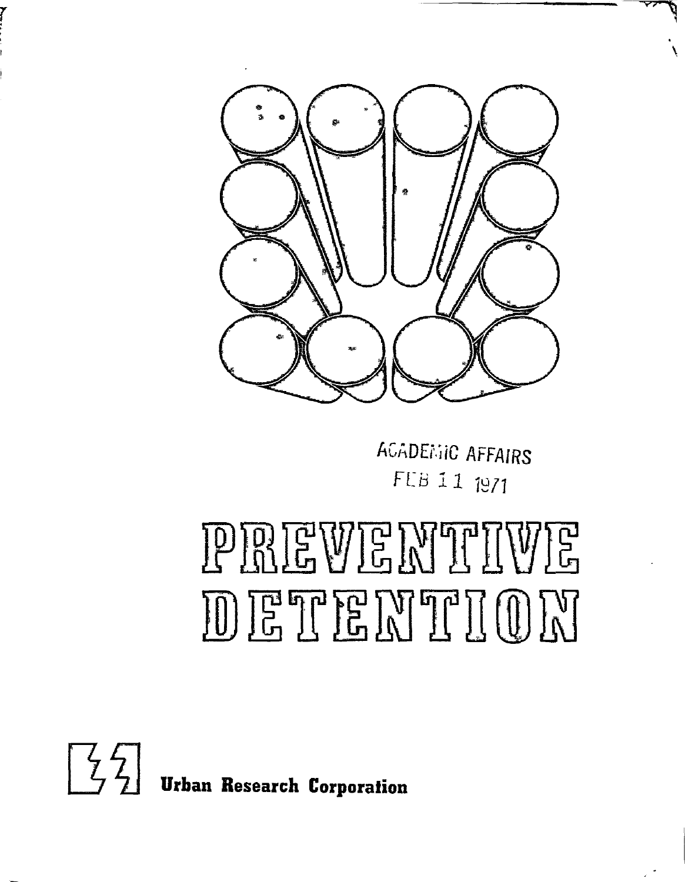ACADEMIC AFFAIRS
FEB 11 1971

# PREVENTIVE DETENTION

Urban Research Corporation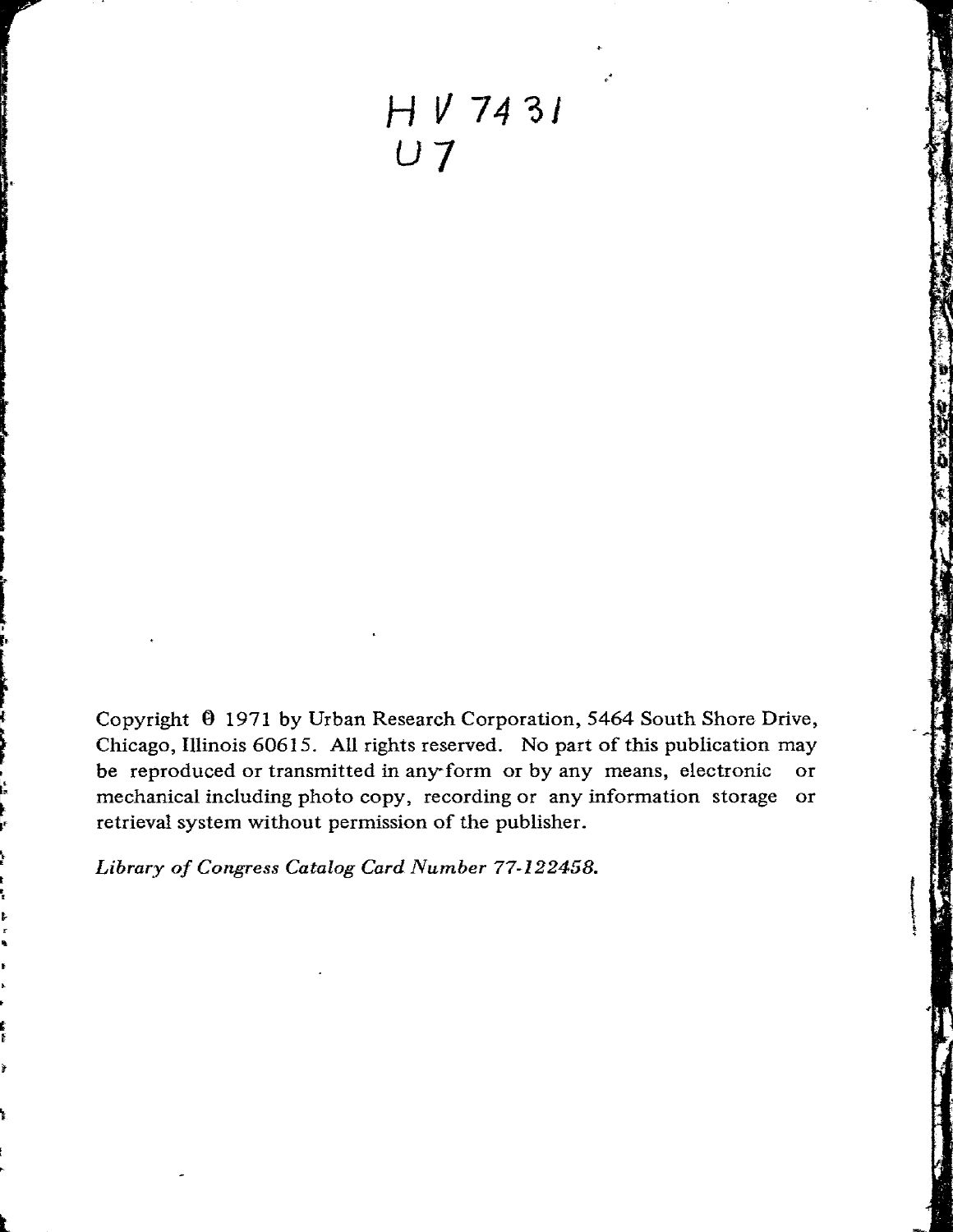HV 7431
U7

Copyright © 1971 by Urban Research Corporation, 5464 South Shore Drive, Chicago, Illinois 60615. All rights reserved. No part of this publication may be reproduced or transmitted in any form or by any means, electronic or mechanical including photo copy, recording or any information storage or retrieval system without permission of the publisher.

*Library of Congress Catalog Card Number 77-122458.*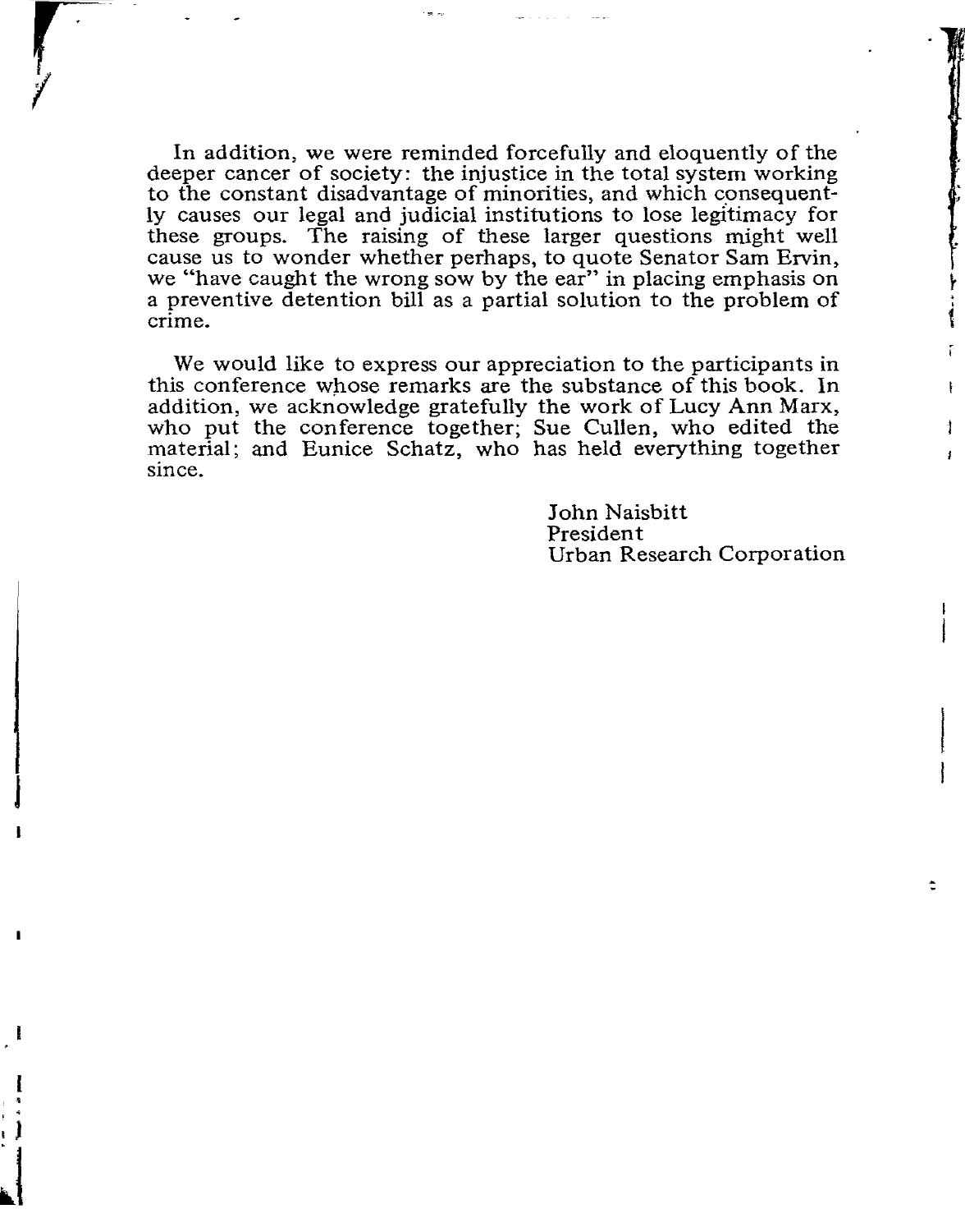In addition, we were reminded forcefully and eloquently of the deeper cancer of society: the injustice in the total system working to the constant disadvantage of minorities, and which consequently causes our legal and judicial institutions to lose legitimacy for these groups. The raising of these larger questions might well cause us to wonder whether perhaps, to quote Senator Sam Ervin, we "have caught the wrong sow by the ear" in placing emphasis on a preventive detention bill as a partial solution to the problem of crime.

We would like to express our appreciation to the participants in this conference whose remarks are the substance of this book. In addition, we acknowledge gratefully the work of Lucy Ann Marx, who put the conference together; Sue Cullen, who edited the material; and Eunice Schatz, who has held everything together since.

John Naisbitt
President
Urban Research Corporation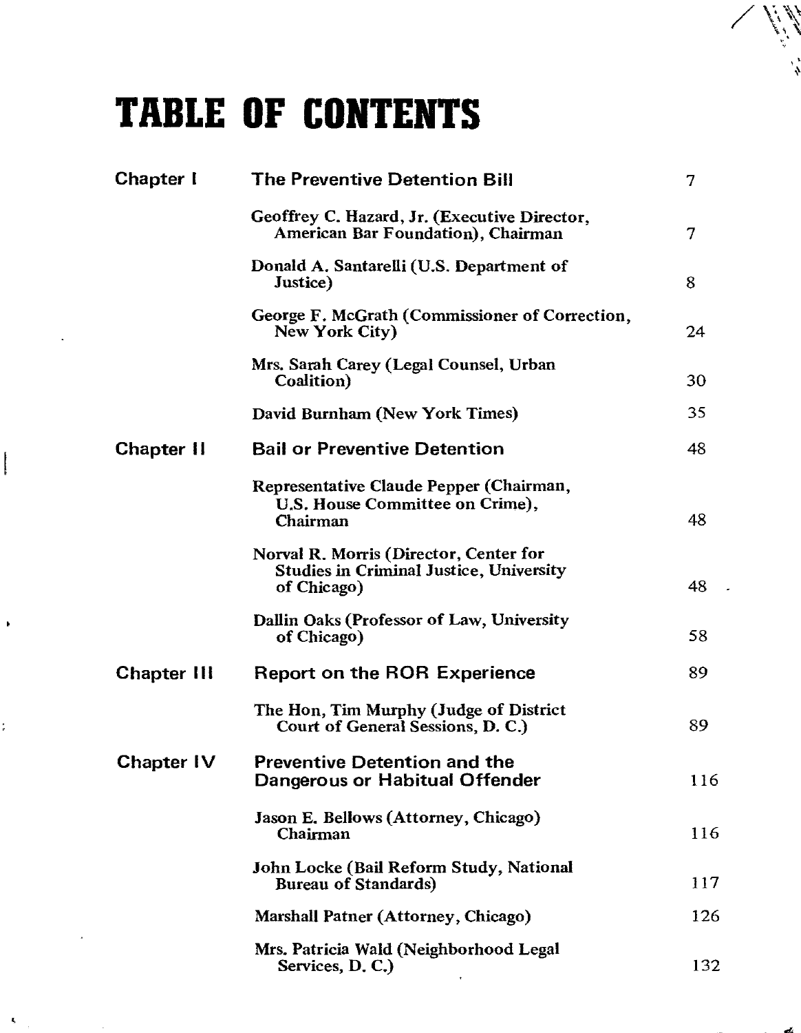# TABLE OF CONTENTS

| | | |
|---|---|---|
| **Chapter I** | **The Preventive Detention Bill** | 7 |
| | Geoffrey C. Hazard, Jr. (Executive Director, American Bar Foundation), Chairman | 7 |
| | Donald A. Santarelli (U.S. Department of Justice) | 8 |
| | George F. McGrath (Commissioner of Correction, New York City) | 24 |
| | Mrs. Sarah Carey (Legal Counsel, Urban Coalition) | 30 |
| | David Burnham (New York Times) | 35 |
| **Chapter II** | **Bail or Preventive Detention** | 48 |
| | Representative Claude Pepper (Chairman, U.S. House Committee on Crime), Chairman | 48 |
| | Norval R. Morris (Director, Center for Studies in Criminal Justice, University of Chicago) | 48 |
| | Dallin Oaks (Professor of Law, University of Chicago) | 58 |
| **Chapter III** | **Report on the ROR Experience** | 89 |
| | The Hon, Tim Murphy (Judge of District Court of General Sessions, D. C.) | 89 |
| **Chapter IV** | **Preventive Detention and the Dangerous or Habitual Offender** | 116 |
| | Jason E. Bellows (Attorney, Chicago) Chairman | 116 |
| | John Locke (Bail Reform Study, National Bureau of Standards) | 117 |
| | Marshall Patner (Attorney, Chicago) | 126 |
| | Mrs. Patricia Wald (Neighborhood Legal Services, D. C.) | 132 |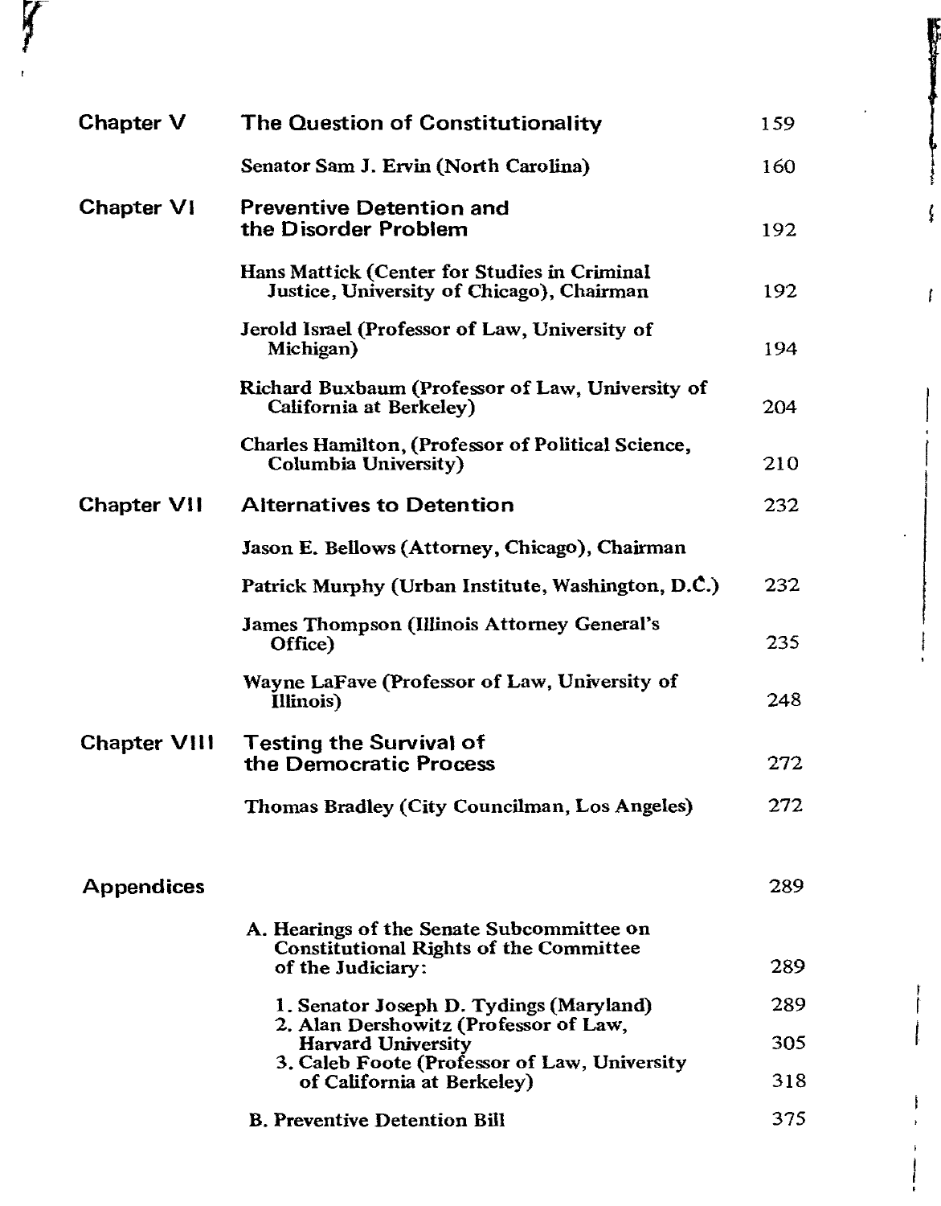| | | |
|---|---|---|
| **Chapter V** | **The Question of Constitutionality** | 159 |
| | Senator Sam J. Ervin (North Carolina) | 160 |
| **Chapter VI** | **Preventive Detention and the Disorder Problem** | 192 |
| | Hans Mattick (Center for Studies in Criminal Justice, University of Chicago), Chairman | 192 |
| | Jerold Israel (Professor of Law, University of Michigan) | 194 |
| | Richard Buxbaum (Professor of Law, University of California at Berkeley) | 204 |
| | Charles Hamilton, (Professor of Political Science, Columbia University) | 210 |
| **Chapter VII** | **Alternatives to Detention** | 232 |
| | Jason E. Bellows (Attorney, Chicago), Chairman | |
| | Patrick Murphy (Urban Institute, Washington, D.C.) | 232 |
| | James Thompson (Illinois Attorney General's Office) | 235 |
| | Wayne LaFave (Professor of Law, University of Illinois) | 248 |
| **Chapter VIII** | **Testing the Survival of the Democratic Process** | 272 |
| | Thomas Bradley (City Councilman, Los Angeles) | 272 |
| **Appendices** | | 289 |
| | A. Hearings of the Senate Subcommittee on Constitutional Rights of the Committee of the Judiciary: | 289 |
| | 1. Senator Joseph D. Tydings (Maryland) | 289 |
| | 2. Alan Dershowitz (Professor of Law, Harvard University | 305 |
| | 3. Caleb Foote (Professor of Law, University of California at Berkeley) | 318 |
| | B. Preventive Detention Bill | 375 |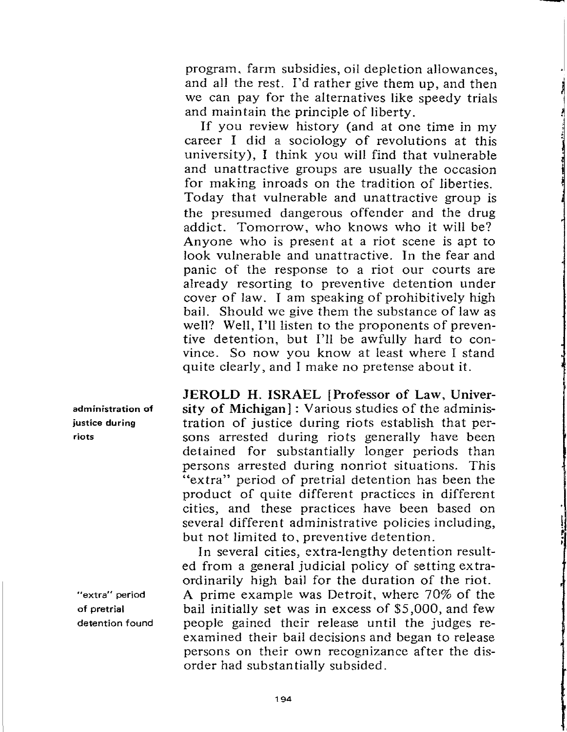program, farm subsidies, oil depletion allowances, and all the rest. I'd rather give them up, and then we can pay for the alternatives like speedy trials and maintain the principle of liberty.

If you review history (and at one time in my career I did a sociology of revolutions at this university), I think you will find that vulnerable and unattractive groups are usually the occasion for making inroads on the tradition of liberties. Today that vulnerable and unattractive group is the presumed dangerous offender and the drug addict. Tomorrow, who knows who it will be? Anyone who is present at a riot scene is apt to look vulnerable and unattractive. In the fear and panic of the response to a riot our courts are already resorting to preventive detention under cover of law. I am speaking of prohibitively high bail. Should we give them the substance of law as well? Well, I'll listen to the proponents of preventive detention, but I'll be awfully hard to convince. So now you know at least where I stand quite clearly, and I make no pretense about it.

*administration of justice during riots*

**JEROLD H. ISRAEL [Professor of Law, University of Michigan]**: Various studies of the administration of justice during riots establish that persons arrested during riots generally have been detained for substantially longer periods than persons arrested during nonriot situations. This "extra" period of pretrial detention has been the product of quite different practices in different cities, and these practices have been based on several different administrative policies including, but not limited to, preventive detention.

*"extra" period of pretrial detention found*

In several cities, extra-lengthy detention resulted from a general judicial policy of setting extraordinarily high bail for the duration of the riot. A prime example was Detroit, where 70% of the bail initially set was in excess of $5,000, and few people gained their release until the judges reexamined their bail decisions and began to release persons on their own recognizance after the disorder had substantially subsided.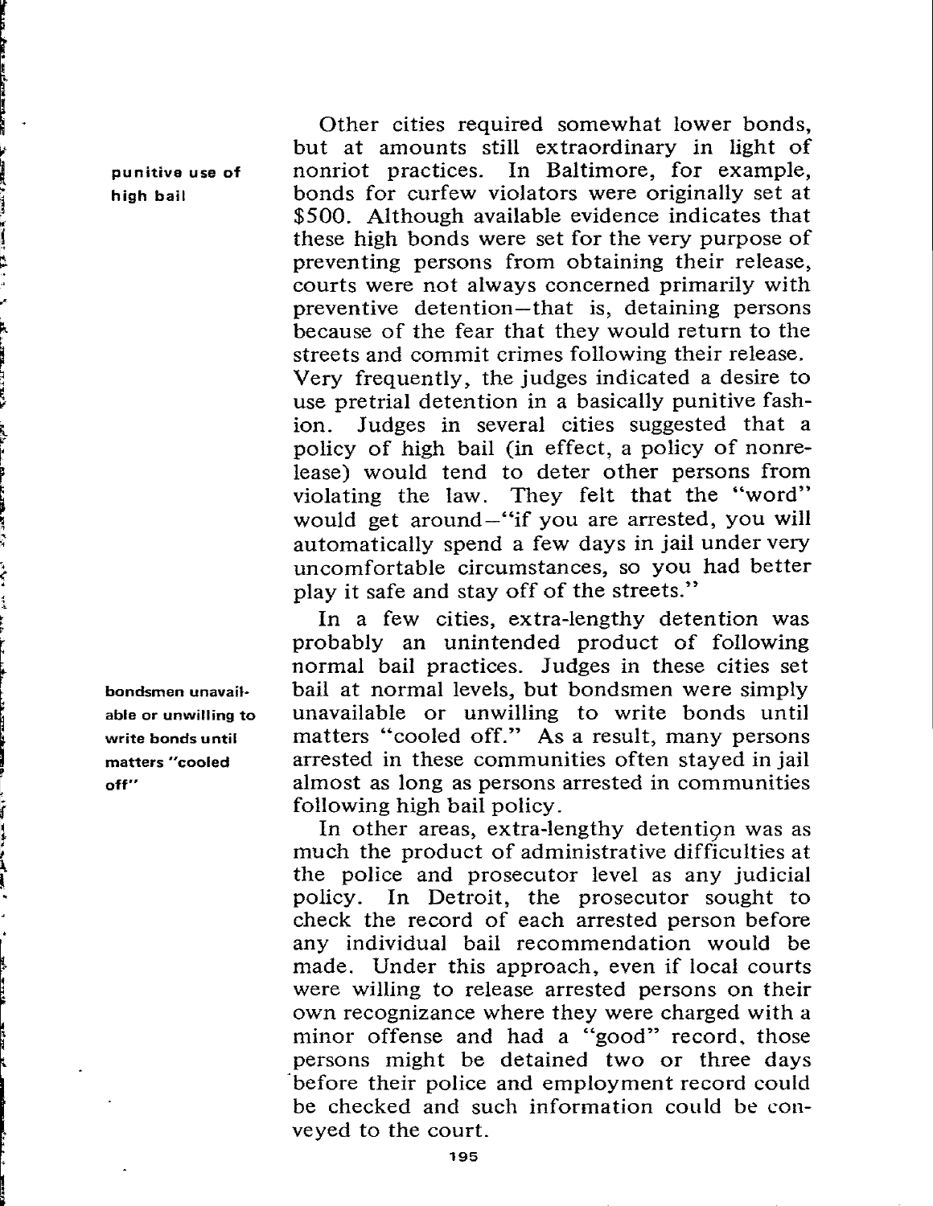**punitive use of high bail**

Other cities required somewhat lower bonds, but at amounts still extraordinary in light of nonriot practices. In Baltimore, for example, bonds for curfew violators were originally set at $500. Although available evidence indicates that these high bonds were set for the very purpose of preventing persons from obtaining their release, courts were not always concerned primarily with preventive detention—that is, detaining persons because of the fear that they would return to the streets and commit crimes following their release. Very frequently, the judges indicated a desire to use pretrial detention in a basically punitive fashion. Judges in several cities suggested that a policy of high bail (in effect, a policy of nonrelease) would tend to deter other persons from violating the law. They felt that the "word" would get around—"if you are arrested, you will automatically spend a few days in jail under very uncomfortable circumstances, so you had better play it safe and stay off of the streets."

**bondsmen unavailable or unwilling to write bonds until matters "cooled off"**

In a few cities, extra-lengthy detention was probably an unintended product of following normal bail practices. Judges in these cities set bail at normal levels, but bondsmen were simply unavailable or unwilling to write bonds until matters "cooled off." As a result, many persons arrested in these communities often stayed in jail almost as long as persons arrested in communities following high bail policy.

In other areas, extra-lengthy detention was as much the product of administrative difficulties at the police and prosecutor level as any judicial policy. In Detroit, the prosecutor sought to check the record of each arrested person before any individual bail recommendation would be made. Under this approach, even if local courts were willing to release arrested persons on their own recognizance where they were charged with a minor offense and had a "good" record, those persons might be detained two or three days before their police and employment record could be checked and such information could be conveyed to the court.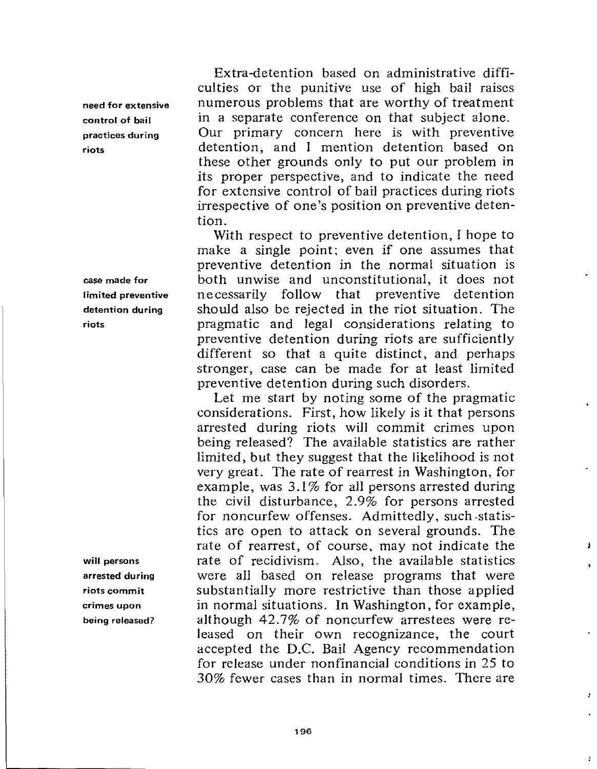**need for extensive control of bail practices during riots**

Extra-detention based on administrative difficulties or the punitive use of high bail raises numerous problems that are worthy of treatment in a separate conference on that subject alone. Our primary concern here is with preventive detention, and I mention detention based on these other grounds only to put our problem in its proper perspective, and to indicate the need for extensive control of bail practices during riots irrespective of one's position on preventive detention.

**case made for limited preventive detention during riots**

With respect to preventive detention, I hope to make a single point; even if one assumes that preventive detention in the normal situation is both unwise and unconstitutional, it does not necessarily follow that preventive detention should also be rejected in the riot situation. The pragmatic and legal considerations relating to preventive detention during riots are sufficiently different so that a quite distinct, and perhaps stronger, case can be made for at least limited preventive detention during such disorders.

**will persons arrested during riots commit crimes upon being released?**

Let me start by noting some of the pragmatic considerations. First, how likely is it that persons arrested during riots will commit crimes upon being released? The available statistics are rather limited, but they suggest that the likelihood is not very great. The rate of rearrest in Washington, for example, was 3.1% for all persons arrested during the civil disturbance, 2.9% for persons arrested for noncurfew offenses. Admittedly, such statistics are open to attack on several grounds. The rate of rearrest, of course, may not indicate the rate of recidivism. Also, the available statistics were all based on release programs that were substantially more restrictive than those applied in normal situations. In Washington, for example, although 42.7% of noncurfew arrestees were released on their own recognizance, the court accepted the D.C. Bail Agency recommendation for release under nonfinancial conditions in 25 to 30% fewer cases than in normal times. There are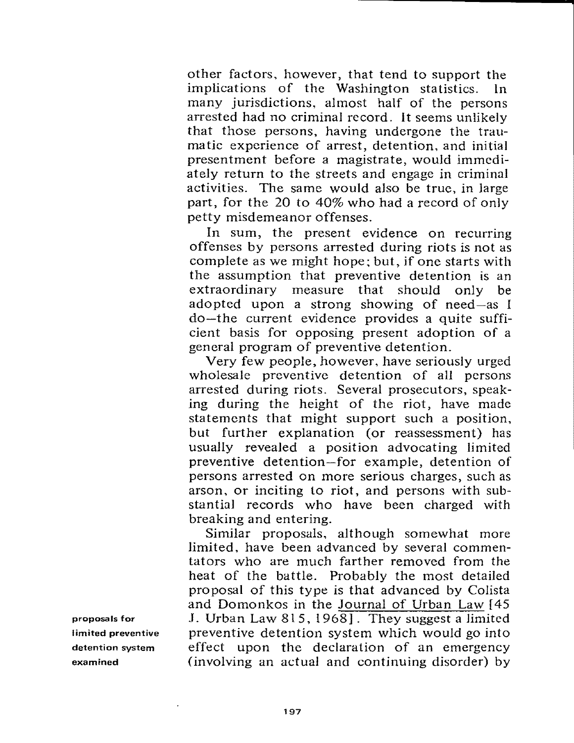other factors, however, that tend to support the implications of the Washington statistics. In many jurisdictions, almost half of the persons arrested had no criminal record. It seems unlikely that those persons, having undergone the traumatic experience of arrest, detention, and initial presentment before a magistrate, would immediately return to the streets and engage in criminal activities. The same would also be true, in large part, for the 20 to 40% who had a record of only petty misdemeanor offenses.

In sum, the present evidence on recurring offenses by persons arrested during riots is not as complete as we might hope; but, if one starts with the assumption that preventive detention is an extraordinary measure that should only be adopted upon a strong showing of need—as I do—the current evidence provides a quite sufficient basis for opposing present adoption of a general program of preventive detention.

Very few people, however, have seriously urged wholesale preventive detention of all persons arrested during riots. Several prosecutors, speaking during the height of the riot, have made statements that might support such a position, but further explanation (or reassessment) has usually revealed a position advocating limited preventive detention—for example, detention of persons arrested on more serious charges, such as arson, or inciting to riot, and persons with substantial records who have been charged with breaking and entering.

**proposals for limited preventive detention system examined**

Similar proposals, although somewhat more limited, have been advanced by several commentators who are much farther removed from the heat of the battle. Probably the most detailed proposal of this type is that advanced by Colista and Domonkos in the Journal of Urban Law [45 J. Urban Law 815, 1968]. They suggest a limited preventive detention system which would go into effect upon the declaration of an emergency (involving an actual and continuing disorder) by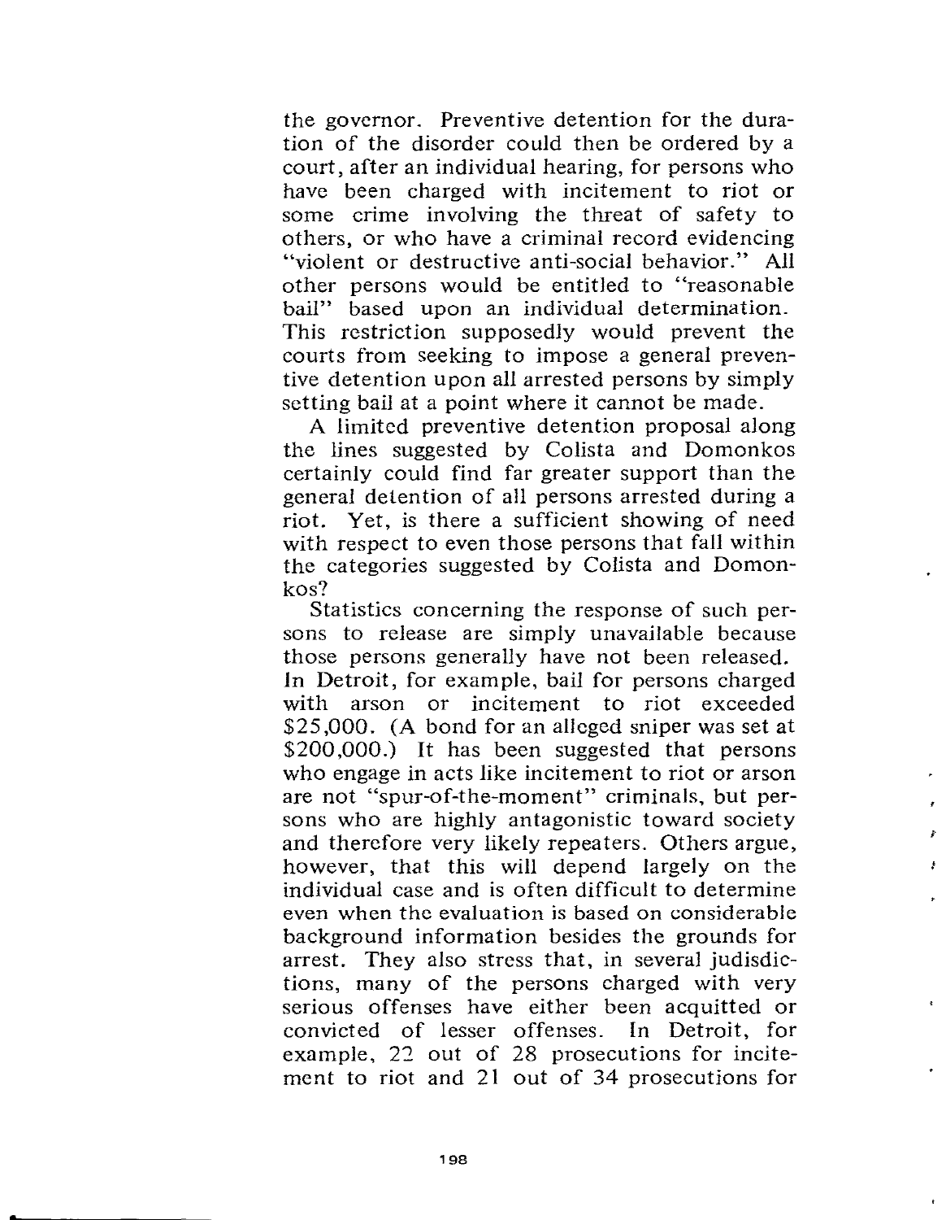the governor. Preventive detention for the duration of the disorder could then be ordered by a court, after an individual hearing, for persons who have been charged with incitement to riot or some crime involving the threat of safety to others, or who have a criminal record evidencing "violent or destructive anti-social behavior." All other persons would be entitled to "reasonable bail" based upon an individual determination. This restriction supposedly would prevent the courts from seeking to impose a general preventive detention upon all arrested persons by simply setting bail at a point where it cannot be made.

A limited preventive detention proposal along the lines suggested by Colista and Domonkos certainly could find far greater support than the general detention of all persons arrested during a riot. Yet, is there a sufficient showing of need with respect to even those persons that fall within the categories suggested by Colista and Domonkos?

Statistics concerning the response of such persons to release are simply unavailable because those persons generally have not been released. In Detroit, for example, bail for persons charged with arson or incitement to riot exceeded $25,000. (A bond for an alleged sniper was set at $200,000.) It has been suggested that persons who engage in acts like incitement to riot or arson are not "spur-of-the-moment" criminals, but persons who are highly antagonistic toward society and therefore very likely repeaters. Others argue, however, that this will depend largely on the individual case and is often difficult to determine even when the evaluation is based on considerable background information besides the grounds for arrest. They also stress that, in several judisdictions, many of the persons charged with very serious offenses have either been acquitted or convicted of lesser offenses. In Detroit, for example, 22 out of 28 prosecutions for incitement to riot and 21 out of 34 prosecutions for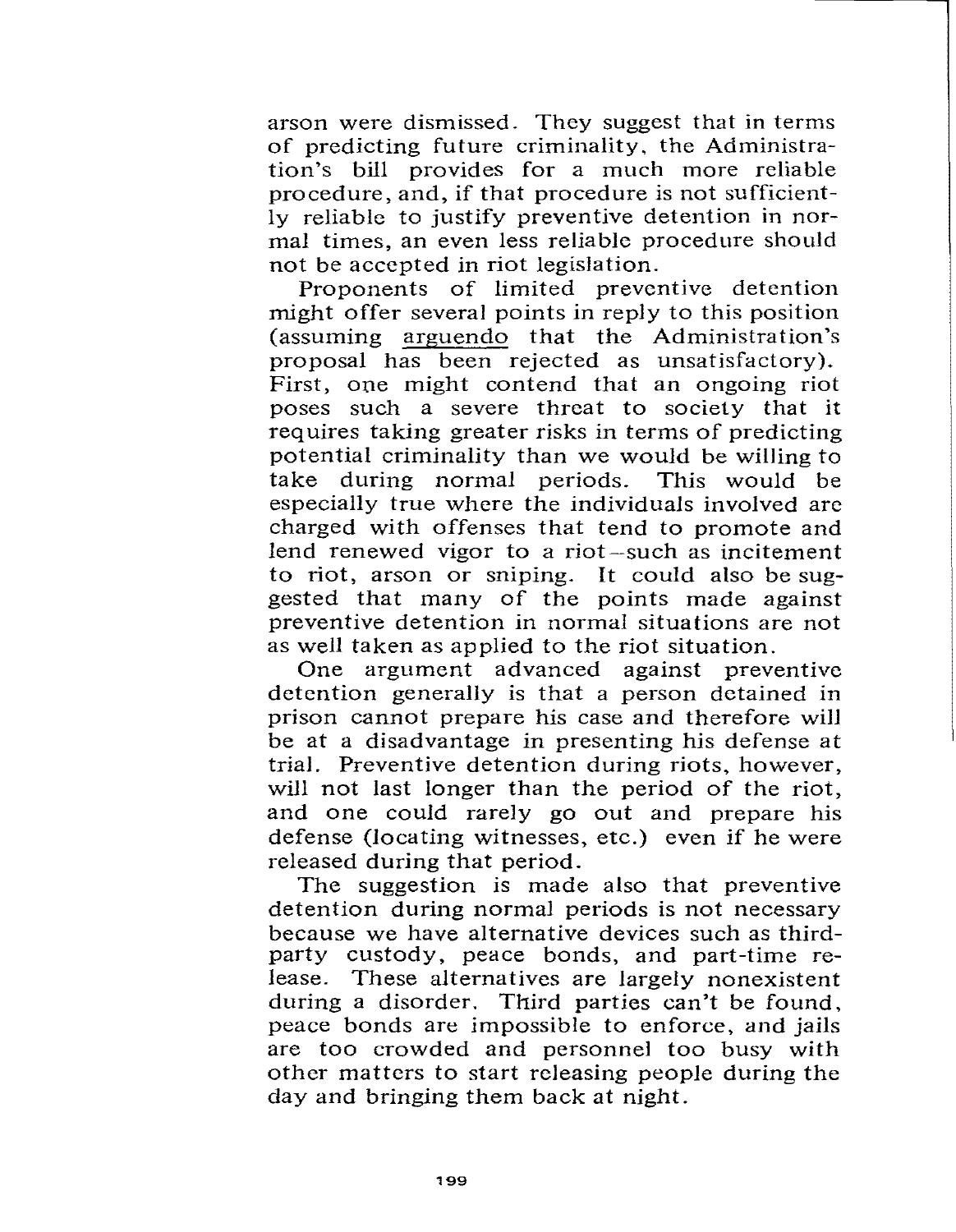arson were dismissed. They suggest that in terms of predicting future criminality, the Administration's bill provides for a much more reliable procedure, and, if that procedure is not sufficiently reliable to justify preventive detention in normal times, an even less reliable procedure should not be accepted in riot legislation.

Proponents of limited preventive detention might offer several points in reply to this position (assuming arguendo that the Administration's proposal has been rejected as unsatisfactory). First, one might contend that an ongoing riot poses such a severe threat to society that it requires taking greater risks in terms of predicting potential criminality than we would be willing to take during normal periods. This would be especially true where the individuals involved are charged with offenses that tend to promote and lend renewed vigor to a riot—such as incitement to riot, arson or sniping. It could also be suggested that many of the points made against preventive detention in normal situations are not as well taken as applied to the riot situation.

One argument advanced against preventive detention generally is that a person detained in prison cannot prepare his case and therefore will be at a disadvantage in presenting his defense at trial. Preventive detention during riots, however, will not last longer than the period of the riot, and one could rarely go out and prepare his defense (locating witnesses, etc.) even if he were released during that period.

The suggestion is made also that preventive detention during normal periods is not necessary because we have alternative devices such as third-party custody, peace bonds, and part-time release. These alternatives are largely nonexistent during a disorder. Third parties can't be found, peace bonds are impossible to enforce, and jails are too crowded and personnel too busy with other matters to start releasing people during the day and bringing them back at night.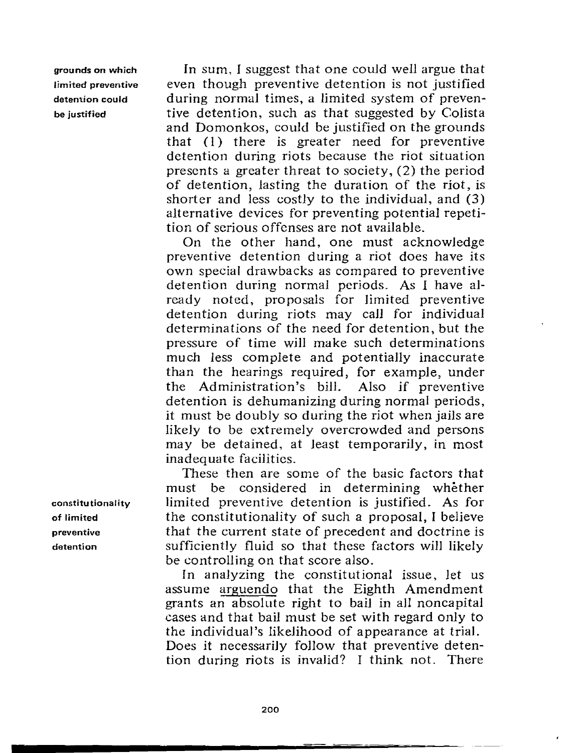**grounds on which limited preventive detention could be justified**

In sum, I suggest that one could well argue that even though preventive detention is not justified during normal times, a limited system of preventive detention, such as that suggested by Colista and Domonkos, could be justified on the grounds that (1) there is greater need for preventive detention during riots because the riot situation presents a greater threat to society, (2) the period of detention, lasting the duration of the riot, is shorter and less costly to the individual, and (3) alternative devices for preventing potential repetition of serious offenses are not available.

On the other hand, one must acknowledge preventive detention during a riot does have its own special drawbacks as compared to preventive detention during normal periods. As I have already noted, proposals for limited preventive detention during riots may call for individual determinations of the need for detention, but the pressure of time will make such determinations much less complete and potentially inaccurate than the hearings required, for example, under the Administration's bill. Also if preventive detention is dehumanizing during normal periods, it must be doubly so during the riot when jails are likely to be extremely overcrowded and persons may be detained, at least temporarily, in most inadequate facilities.

**constitutionality of limited preventive detention**

These then are some of the basic factors that must be considered in determining whether limited preventive detention is justified. As for the constitutionality of such a proposal, I believe that the current state of precedent and doctrine is sufficiently fluid so that these factors will likely be controlling on that score also.

In analyzing the constitutional issue, let us assume arguendo that the Eighth Amendment grants an absolute right to bail in all noncapital cases and that bail must be set with regard only to the individual's likelihood of appearance at trial. Does it necessarily follow that preventive detention during riots is invalid? I think not. There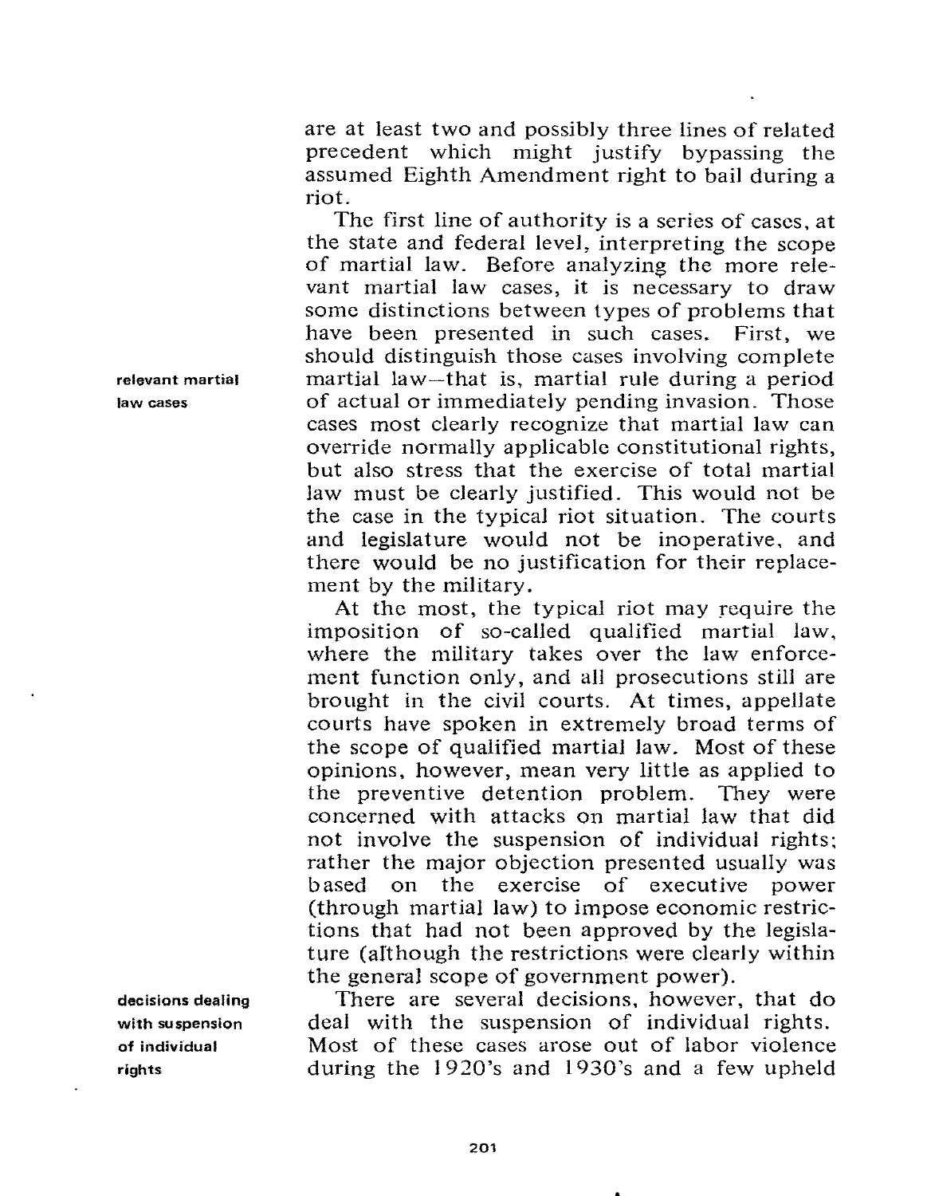are at least two and possibly three lines of related precedent which might justify bypassing the assumed Eighth Amendment right to bail during a riot.

The first line of authority is a series of cases, at the state and federal level, interpreting the scope of martial law. Before analyzing the more relevant martial law cases, it is necessary to draw some distinctions between types of problems that have been presented in such cases. First, we should distinguish those cases involving complete martial law—that is, martial rule during a period of actual or immediately pending invasion. Those cases most clearly recognize that martial law can override normally applicable constitutional rights, but also stress that the exercise of total martial law must be clearly justified. This would not be the case in the typical riot situation. The courts and legislature would not be inoperative, and there would be no justification for their replacement by the military.

**relevant martial law cases**

At the most, the typical riot may require the imposition of so-called qualified martial law, where the military takes over the law enforcement function only, and all prosecutions still are brought in the civil courts. At times, appellate courts have spoken in extremely broad terms of the scope of qualified martial law. Most of these opinions, however, mean very little as applied to the preventive detention problem. They were concerned with attacks on martial law that did not involve the suspension of individual rights; rather the major objection presented usually was based on the exercise of executive power (through martial law) to impose economic restrictions that had not been approved by the legislature (although the restrictions were clearly within the general scope of government power).

**decisions dealing with suspension of individual rights**

There are several decisions, however, that do deal with the suspension of individual rights. Most of these cases arose out of labor violence during the 1920's and 1930's and a few upheld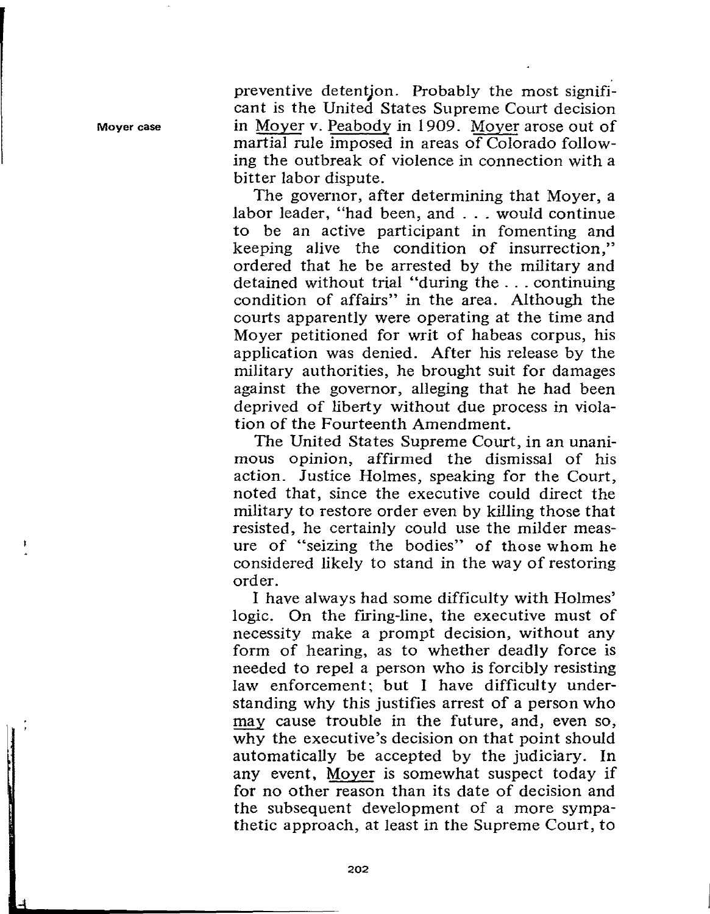preventive detention. Probably the most significant is the United States Supreme Court decision in Moyer v. Peabody in 1909. Moyer arose out of martial rule imposed in areas of Colorado following the outbreak of violence in connection with a bitter labor dispute.

**Moyer case**

The governor, after determining that Moyer, a labor leader, "had been, and . . . would continue to be an active participant in fomenting and keeping alive the condition of insurrection," ordered that he be arrested by the military and detained without trial "during the . . . continuing condition of affairs" in the area. Although the courts apparently were operating at the time and Moyer petitioned for writ of habeas corpus, his application was denied. After his release by the military authorities, he brought suit for damages against the governor, alleging that he had been deprived of liberty without due process in violation of the Fourteenth Amendment.

The United States Supreme Court, in an unanimous opinion, affirmed the dismissal of his action. Justice Holmes, speaking for the Court, noted that, since the executive could direct the military to restore order even by killing those that resisted, he certainly could use the milder measure of "seizing the bodies" of those whom he considered likely to stand in the way of restoring order.

I have always had some difficulty with Holmes' logic. On the firing-line, the executive must of necessity make a prompt decision, without any form of hearing, as to whether deadly force is needed to repel a person who is forcibly resisting law enforcement; but I have difficulty understanding why this justifies arrest of a person who may cause trouble in the future, and, even so, why the executive's decision on that point should automatically be accepted by the judiciary. In any event, Moyer is somewhat suspect today if for no other reason than its date of decision and the subsequent development of a more sympathetic approach, at least in the Supreme Court, to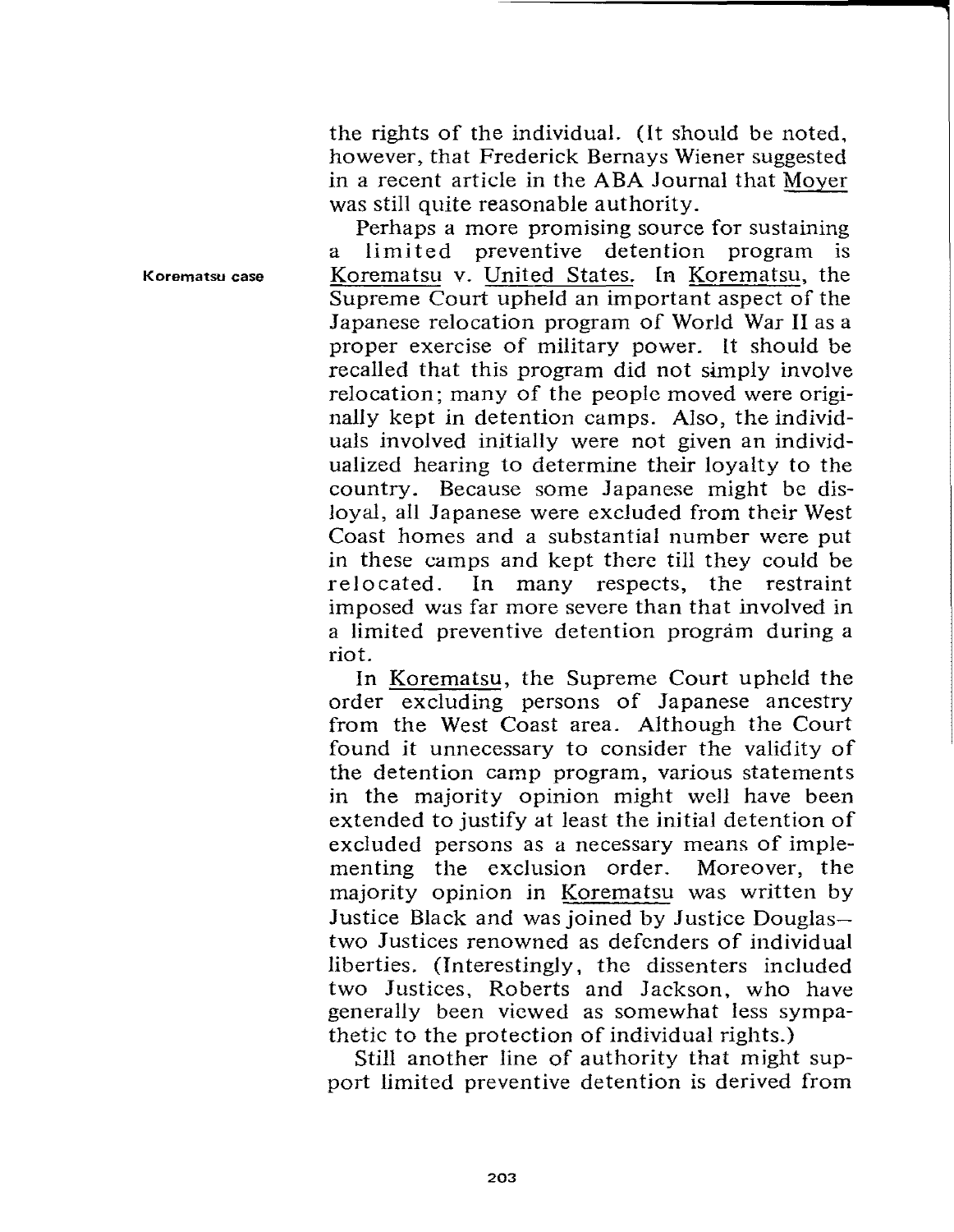the rights of the individual. (It should be noted, however, that Frederick Bernays Wiener suggested in a recent article in the ABA Journal that Moyer was still quite reasonable authority.

**Korematsu case**

Perhaps a more promising source for sustaining a limited preventive detention program is Korematsu v. United States. In Korematsu, the Supreme Court upheld an important aspect of the Japanese relocation program of World War II as a proper exercise of military power. It should be recalled that this program did not simply involve relocation; many of the people moved were originally kept in detention camps. Also, the individuals involved initially were not given an individualized hearing to determine their loyalty to the country. Because some Japanese might be disloyal, all Japanese were excluded from their West Coast homes and a substantial number were put in these camps and kept there till they could be relocated. In many respects, the restraint imposed was far more severe than that involved in a limited preventive detention program during a riot.

In Korematsu, the Supreme Court upheld the order excluding persons of Japanese ancestry from the West Coast area. Although the Court found it unnecessary to consider the validity of the detention camp program, various statements in the majority opinion might well have been extended to justify at least the initial detention of excluded persons as a necessary means of implementing the exclusion order. Moreover, the majority opinion in Korematsu was written by Justice Black and was joined by Justice Douglas—two Justices renowned as defenders of individual liberties. (Interestingly, the dissenters included two Justices, Roberts and Jackson, who have generally been viewed as somewhat less sympathetic to the protection of individual rights.)

Still another line of authority that might support limited preventive detention is derived from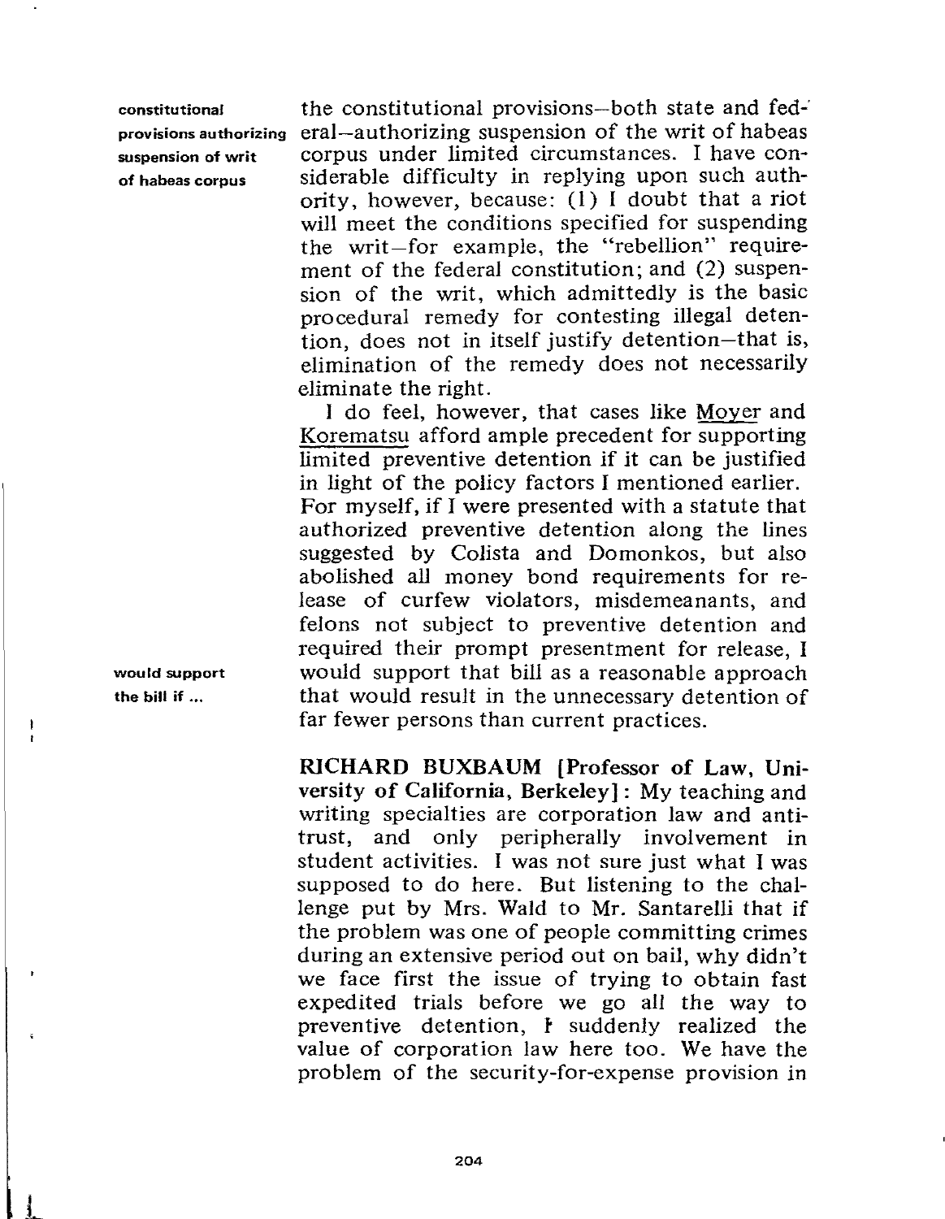**constitutional provisions authorizing suspension of writ of habeas corpus**

the constitutional provisions—both state and federal—authorizing suspension of the writ of habeas corpus under limited circumstances. I have considerable difficulty in replying upon such authority, however, because: (1) I doubt that a riot will meet the conditions specified for suspending the writ—for example, the "rebellion" requirement of the federal constitution; and (2) suspension of the writ, which admittedly is the basic procedural remedy for contesting illegal detention, does not in itself justify detention—that is, elimination of the remedy does not necessarily eliminate the right.

I do feel, however, that cases like Moyer and Korematsu afford ample precedent for supporting limited preventive detention if it can be justified in light of the policy factors I mentioned earlier. For myself, if I were presented with a statute that authorized preventive detention along the lines suggested by Colista and Domonkos, but also abolished all money bond requirements for release of curfew violators, misdemeanants, and felons not subject to preventive detention and required their prompt presentment for release, I would support that bill as a reasonable approach that would result in the unnecessary detention of far fewer persons than current practices.

**would support the bill if ...**

**RICHARD BUXBAUM [Professor of Law, University of California, Berkeley]**: My teaching and writing specialties are corporation law and antitrust, and only peripherally involvement in student activities. I was not sure just what I was supposed to do here. But listening to the challenge put by Mrs. Wald to Mr. Santarelli that if the problem was one of people committing crimes during an extensive period out on bail, why didn't we face first the issue of trying to obtain fast expedited trials before we go all the way to preventive detention, I suddenly realized the value of corporation law here too. We have the problem of the security-for-expense provision in